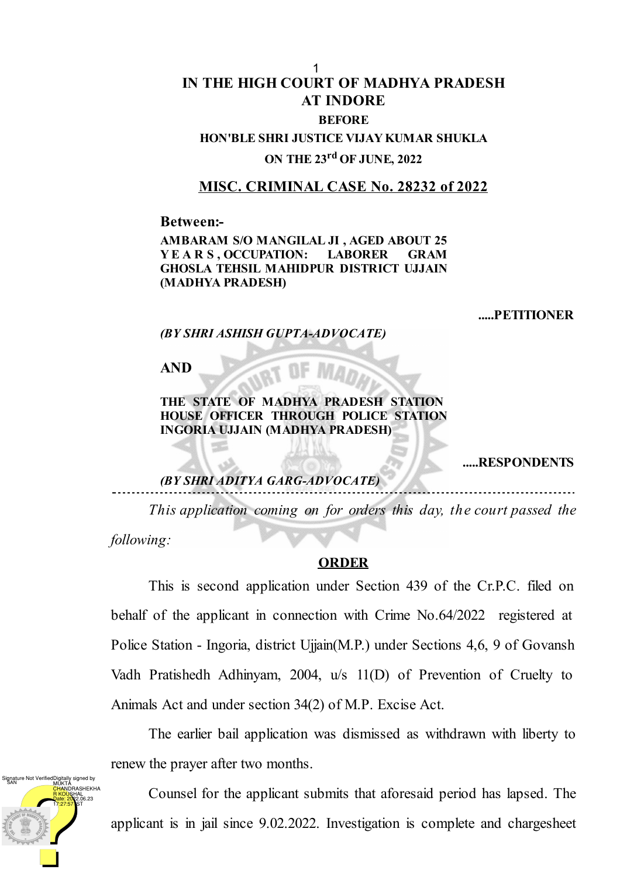# IN THE HIGH COURT OF MADHYA PRADESH AT INDORE

**BEFORE**

**HON'BLE SHRI JUSTICE VIJAY KUMAR SHUKLA**

**ON THE 23rd OF JUNE, 2022**

## MISC. CRIMINAL CASE No. 28232 of 2022

**Between:-**

**AMBARAM S/O MANGILAL JI , AGED ABOUT 25 YEARS, OCCUPATION: LABORER GRAM GHOSLA TEHSIL MAHIDPUR DISTRICT UJJAIN (MADHYA PRADESH)**

**.....PETITIONER**

***(BY SHRI ASHISH GUPTA-ADVOCATE)***

**AND**

**THE STATE OF MADHYA PRADESH STATION HOUSE OFFICER THROUGH POLICE STATION INGORIA UJJAIN (MADHYA PRADESH)**

**.....RESPONDENTS**

***(BY SHRI ADITYA GARG-ADVOCATE)***

---

*This application coming on for orders this day, the court passed the following:*

**ORDER**

This is second application under Section 439 of the Cr.P.C. filed on behalf of the applicant in connection with Crime No.64/2022 registered at Police Station - Ingoria, district Ujjain(M.P.) under Sections 4,6, 9 of Govansh Vadh Pratishedh Adhinyam, 2004, u/s 11(D) of Prevention of Cruelty to Animals Act and under section 34(2) of M.P. Excise Act.

The earlier bail application was dismissed as withdrawn with liberty to renew the prayer after two months.

Counsel for the applicant submits that aforesaid period has lapsed. The applicant is in jail since 9.02.2022. Investigation is complete and chargesheet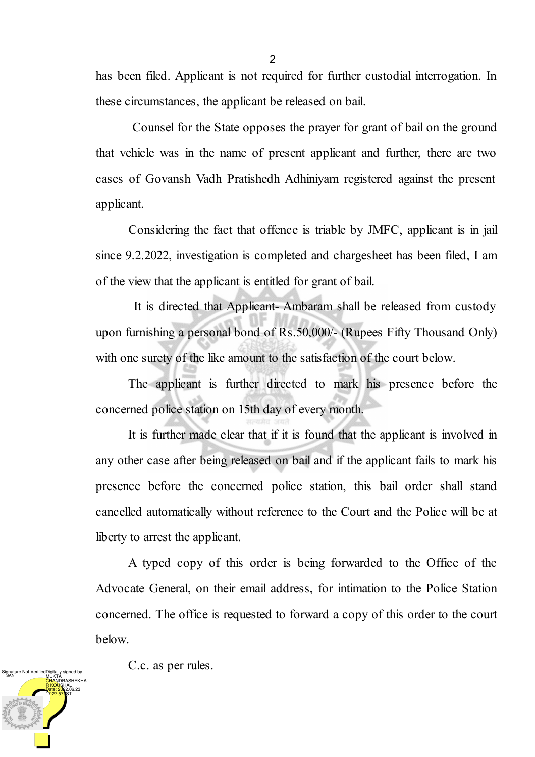has been filed. Applicant is not required for further custodial interrogation. In these circumstances, the applicant be released on bail.

Counsel for the State opposes the prayer for grant of bail on the ground that vehicle was in the name of present applicant and further, there are two cases of Govansh Vadh Pratishedh Adhiniyam registered against the present applicant.

Considering the fact that offence is triable by JMFC, applicant is in jail since 9.2.2022, investigation is completed and chargesheet has been filed, I am of the view that the applicant is entitled for grant of bail.

It is directed that Applicant- Ambaram shall be released from custody upon furnishing a personal bond of Rs.50,000/- (Rupees Fifty Thousand Only) with one surety of the like amount to the satisfaction of the court below.

The applicant is further directed to mark his presence before the concerned police station on 15th day of every month.

It is further made clear that if it is found that the applicant is involved in any other case after being released on bail and if the applicant fails to mark his presence before the concerned police station, this bail order shall stand cancelled automatically without reference to the Court and the Police will be at liberty to arrest the applicant.

A typed copy of this order is being forwarded to the Office of the Advocate General, on their email address, for intimation to the Police Station concerned. The office is requested to forward a copy of this order to the court below.

C.c. as per rules.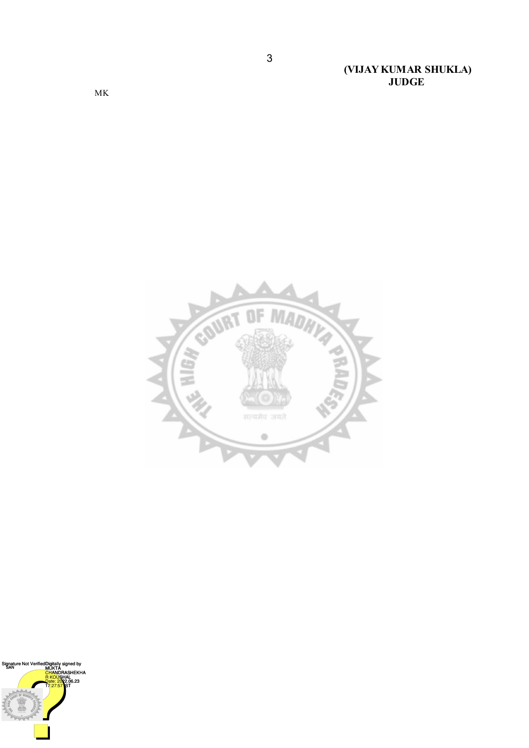**(VIJAY KUMAR SHUKLA)**
**JUDGE**

MK